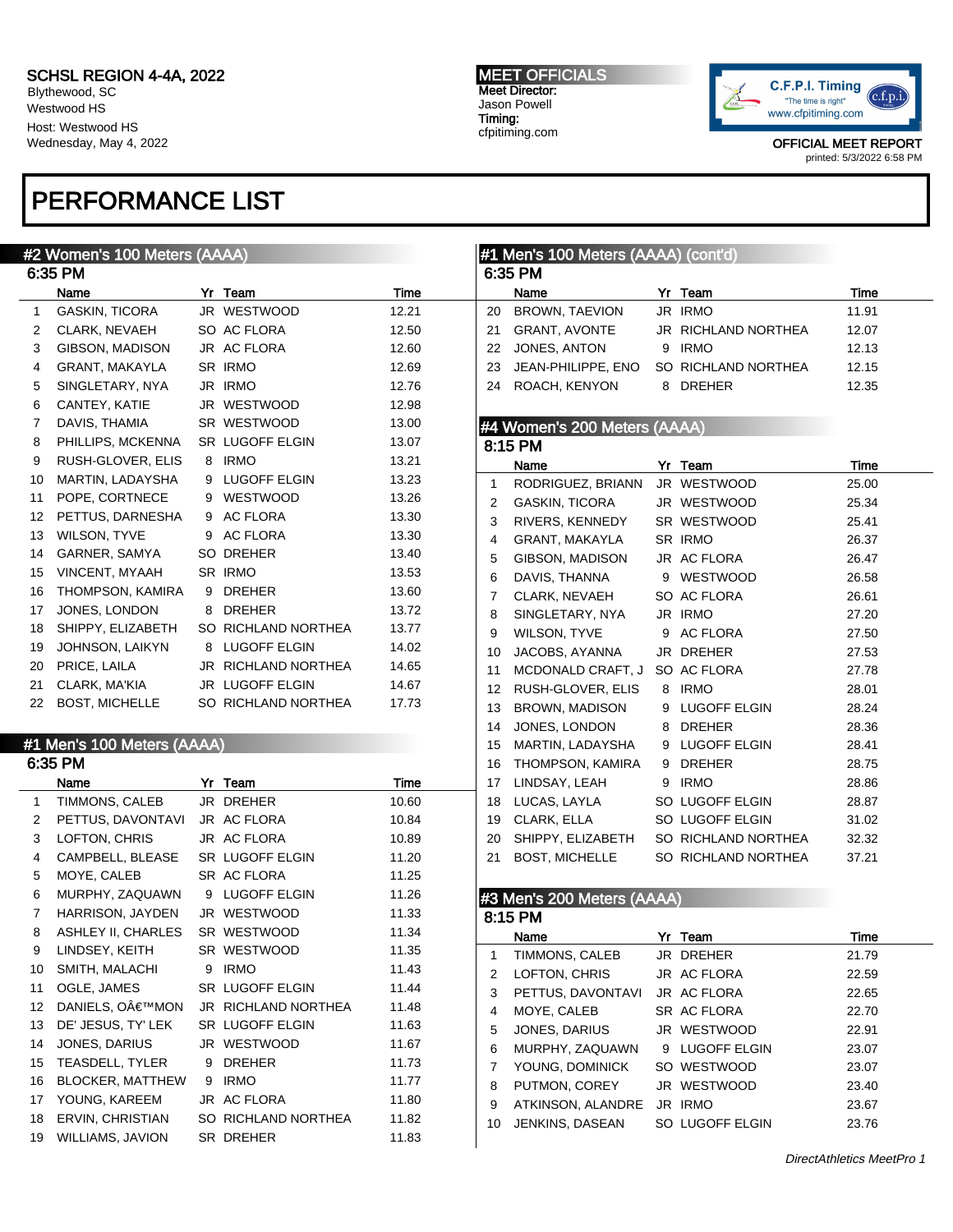SCHSL REGION 4-4A, 2022
Blythewood, SC
Westwood HS
Host: Westwood HS
Wednesday, May 4, 2022

**MEET OFFICIALS**
Meet Director:
Jason Powell
Timing:
cfpitiming.com

C.F.P.I. Timing
"The time is right"
www.cfpitiming.com

OFFICIAL MEET REPORT
printed: 5/3/2022 6:58 PM

# PERFORMANCE LIST

## #2 Women's 100 Meters (AAAA)

6:35 PM

| | Name | Yr | Team | Time |
|---|---|---|---|---|
| 1 | GASKIN, TICORA | JR | WESTWOOD | 12.21 |
| 2 | CLARK, NEVAEH | SO | AC FLORA | 12.50 |
| 3 | GIBSON, MADISON | JR | AC FLORA | 12.60 |
| 4 | GRANT, MAKAYLA | SR | IRMO | 12.69 |
| 5 | SINGLETARY, NYA | JR | IRMO | 12.76 |
| 6 | CANTEY, KATIE | JR | WESTWOOD | 12.98 |
| 7 | DAVIS, THAMIA | SR | WESTWOOD | 13.00 |
| 8 | PHILLIPS, MCKENNA | SR | LUGOFF ELGIN | 13.07 |
| 9 | RUSH-GLOVER, ELIS | 8 | IRMO | 13.21 |
| 10 | MARTIN, LADAYSHA | 9 | LUGOFF ELGIN | 13.23 |
| 11 | POPE, CORTNECE | 9 | WESTWOOD | 13.26 |
| 12 | PETTUS, DARNESHA | 9 | AC FLORA | 13.30 |
| 13 | WILSON, TYVE | 9 | AC FLORA | 13.30 |
| 14 | GARNER, SAMYA | SO | DREHER | 13.40 |
| 15 | VINCENT, MYAAH | SR | IRMO | 13.53 |
| 16 | THOMPSON, KAMIRA | 9 | DREHER | 13.60 |
| 17 | JONES, LONDON | 8 | DREHER | 13.72 |
| 18 | SHIPPY, ELIZABETH | SO | RICHLAND NORTHEA | 13.77 |
| 19 | JOHNSON, LAIKYN | 8 | LUGOFF ELGIN | 14.02 |
| 20 | PRICE, LAILA | JR | RICHLAND NORTHEA | 14.65 |
| 21 | CLARK, MA'KIA | JR | LUGOFF ELGIN | 14.67 |
| 22 | BOST, MICHELLE | SO | RICHLAND NORTHEA | 17.73 |

## #1 Men's 100 Meters (AAAA)

6:35 PM

| | Name | Yr | Team | Time |
|---|---|---|---|---|
| 1 | TIMMONS, CALEB | JR | DREHER | 10.60 |
| 2 | PETTUS, DAVONTAVI | JR | AC FLORA | 10.84 |
| 3 | LOFTON, CHRIS | JR | AC FLORA | 10.89 |
| 4 | CAMPBELL, BLEASE | SR | LUGOFF ELGIN | 11.20 |
| 5 | MOYE, CALEB | SR | AC FLORA | 11.25 |
| 6 | MURPHY, ZAQUAWN | 9 | LUGOFF ELGIN | 11.26 |
| 7 | HARRISON, JAYDEN | JR | WESTWOOD | 11.33 |
| 8 | ASHLEY II, CHARLES | SR | WESTWOOD | 11.34 |
| 9 | LINDSEY, KEITH | SR | WESTWOOD | 11.35 |
| 10 | SMITH, MALACHI | 9 | IRMO | 11.43 |
| 11 | OGLE, JAMES | SR | LUGOFF ELGIN | 11.44 |
| 12 | DANIELS, OÂ€™MON | JR | RICHLAND NORTHEA | 11.48 |
| 13 | DE' JESUS, TY' LEK | SR | LUGOFF ELGIN | 11.63 |
| 14 | JONES, DARIUS | JR | WESTWOOD | 11.67 |
| 15 | TEASDELL, TYLER | 9 | DREHER | 11.73 |
| 16 | BLOCKER, MATTHEW | 9 | IRMO | 11.77 |
| 17 | YOUNG, KAREEM | JR | AC FLORA | 11.80 |
| 18 | ERVIN, CHRISTIAN | SO | RICHLAND NORTHEA | 11.82 |
| 19 | WILLIAMS, JAVION | SR | DREHER | 11.83 |
| 20 | BROWN, TAEVION | JR | IRMO | 11.91 |
| 21 | GRANT, AVONTE | JR | RICHLAND NORTHEA | 12.07 |
| 22 | JONES, ANTON | 9 | IRMO | 12.13 |
| 23 | JEAN-PHILIPPE, ENO | SO | RICHLAND NORTHEA | 12.15 |
| 24 | ROACH, KENYON | 8 | DREHER | 12.35 |

## #4 Women's 200 Meters (AAAA)

8:15 PM

| | Name | Yr | Team | Time |
|---|---|---|---|---|
| 1 | RODRIGUEZ, BRIANN | JR | WESTWOOD | 25.00 |
| 2 | GASKIN, TICORA | JR | WESTWOOD | 25.34 |
| 3 | RIVERS, KENNEDY | SR | WESTWOOD | 25.41 |
| 4 | GRANT, MAKAYLA | SR | IRMO | 26.37 |
| 5 | GIBSON, MADISON | JR | AC FLORA | 26.47 |
| 6 | DAVIS, THANNA | 9 | WESTWOOD | 26.58 |
| 7 | CLARK, NEVAEH | SO | AC FLORA | 26.61 |
| 8 | SINGLETARY, NYA | JR | IRMO | 27.20 |
| 9 | WILSON, TYVE | 9 | AC FLORA | 27.50 |
| 10 | JACOBS, AYANNA | JR | DREHER | 27.53 |
| 11 | MCDONALD CRAFT, J | SO | AC FLORA | 27.78 |
| 12 | RUSH-GLOVER, ELIS | 8 | IRMO | 28.01 |
| 13 | BROWN, MADISON | 9 | LUGOFF ELGIN | 28.24 |
| 14 | JONES, LONDON | 8 | DREHER | 28.36 |
| 15 | MARTIN, LADAYSHA | 9 | LUGOFF ELGIN | 28.41 |
| 16 | THOMPSON, KAMIRA | 9 | DREHER | 28.75 |
| 17 | LINDSAY, LEAH | 9 | IRMO | 28.86 |
| 18 | LUCAS, LAYLA | SO | LUGOFF ELGIN | 28.87 |
| 19 | CLARK, ELLA | SO | LUGOFF ELGIN | 31.02 |
| 20 | SHIPPY, ELIZABETH | SO | RICHLAND NORTHEA | 32.32 |
| 21 | BOST, MICHELLE | SO | RICHLAND NORTHEA | 37.21 |

## #3 Men's 200 Meters (AAAA)

8:15 PM

| | Name | Yr | Team | Time |
|---|---|---|---|---|
| 1 | TIMMONS, CALEB | JR | DREHER | 21.79 |
| 2 | LOFTON, CHRIS | JR | AC FLORA | 22.59 |
| 3 | PETTUS, DAVONTAVI | JR | AC FLORA | 22.65 |
| 4 | MOYE, CALEB | SR | AC FLORA | 22.70 |
| 5 | JONES, DARIUS | JR | WESTWOOD | 22.91 |
| 6 | MURPHY, ZAQUAWN | 9 | LUGOFF ELGIN | 23.07 |
| 7 | YOUNG, DOMINICK | SO | WESTWOOD | 23.07 |
| 8 | PUTMON, COREY | JR | WESTWOOD | 23.40 |
| 9 | ATKINSON, ALANDRE | JR | IRMO | 23.67 |
| 10 | JENKINS, DASEAN | SO | LUGOFF ELGIN | 23.76 |

*DirectAthletics MeetPro 1*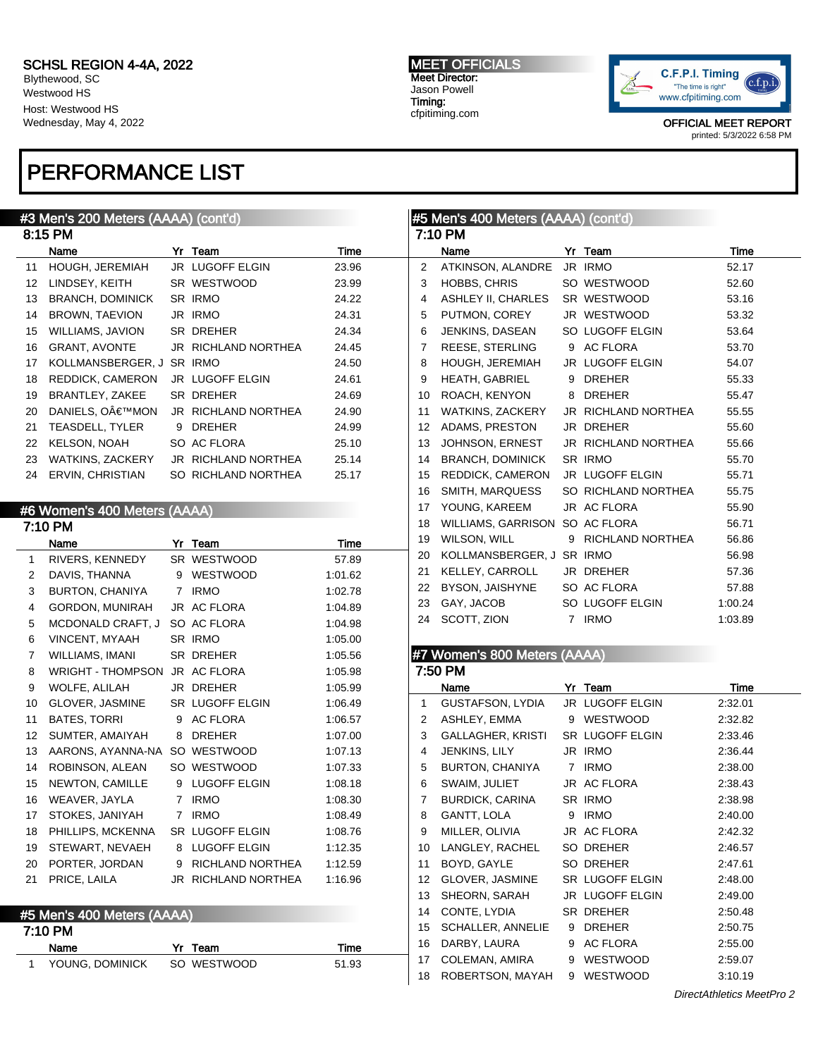SCHSL REGION 4-4A, 2022
Blythewood, SC
Westwood HS
Host: Westwood HS
Wednesday, May 4, 2022

MEET OFFICIALS
Meet Director:
Jason Powell
Timing:
cfpitiming.com

OFFICIAL MEET REPORT
printed: 5/3/2022 6:58 PM

# PERFORMANCE LIST

## #3 Men's 200 Meters (AAAA) (cont'd)

8:15 PM

| | Name | Yr | Team | Time |
|---|---|---|---|---|
| 11 | HOUGH, JEREMIAH | JR | LUGOFF ELGIN | 23.96 |
| 12 | LINDSEY, KEITH | SR | WESTWOOD | 23.99 |
| 13 | BRANCH, DOMINICK | SR | IRMO | 24.22 |
| 14 | BROWN, TAEVION | JR | IRMO | 24.31 |
| 15 | WILLIAMS, JAVION | SR | DREHER | 24.34 |
| 16 | GRANT, AVONTE | JR | RICHLAND NORTHEA | 24.45 |
| 17 | KOLLMANSBERGER, J | SR | IRMO | 24.50 |
| 18 | REDDICK, CAMERON | JR | LUGOFF ELGIN | 24.61 |
| 19 | BRANTLEY, ZAKEE | SR | DREHER | 24.69 |
| 20 | DANIELS, OÂ€™MON | JR | RICHLAND NORTHEA | 24.90 |
| 21 | TEASDELL, TYLER | 9 | DREHER | 24.99 |
| 22 | KELSON, NOAH | SO | AC FLORA | 25.10 |
| 23 | WATKINS, ZACKERY | JR | RICHLAND NORTHEA | 25.14 |
| 24 | ERVIN, CHRISTIAN | SO | RICHLAND NORTHEA | 25.17 |

## #6 Women's 400 Meters (AAAA)

7:10 PM

| | Name | Yr | Team | Time |
|---|---|---|---|---|
| 1 | RIVERS, KENNEDY | SR | WESTWOOD | 57.89 |
| 2 | DAVIS, THANNA | 9 | WESTWOOD | 1:01.62 |
| 3 | BURTON, CHANIYA | 7 | IRMO | 1:02.78 |
| 4 | GORDON, MUNIRAH | JR | AC FLORA | 1:04.89 |
| 5 | MCDONALD CRAFT, J | SO | AC FLORA | 1:04.98 |
| 6 | VINCENT, MYAAH | SR | IRMO | 1:05.00 |
| 7 | WILLIAMS, IMANI | SR | DREHER | 1:05.56 |
| 8 | WRIGHT - THOMPSON | JR | AC FLORA | 1:05.98 |
| 9 | WOLFE, ALILAH | JR | DREHER | 1:05.99 |
| 10 | GLOVER, JASMINE | SR | LUGOFF ELGIN | 1:06.49 |
| 11 | BATES, TORRI | 9 | AC FLORA | 1:06.57 |
| 12 | SUMTER, AMAIYAH | 8 | DREHER | 1:07.00 |
| 13 | AARONS, AYANNA-NA | SO | WESTWOOD | 1:07.13 |
| 14 | ROBINSON, ALEAN | SO | WESTWOOD | 1:07.33 |
| 15 | NEWTON, CAMILLE | 9 | LUGOFF ELGIN | 1:08.18 |
| 16 | WEAVER, JAYLA | 7 | IRMO | 1:08.30 |
| 17 | STOKES, JANIYAH | 7 | IRMO | 1:08.49 |
| 18 | PHILLIPS, MCKENNA | SR | LUGOFF ELGIN | 1:08.76 |
| 19 | STEWART, NEVAEH | 8 | LUGOFF ELGIN | 1:12.35 |
| 20 | PORTER, JORDAN | 9 | RICHLAND NORTHEA | 1:12.59 |
| 21 | PRICE, LAILA | JR | RICHLAND NORTHEA | 1:16.96 |

## #5 Men's 400 Meters (AAAA)

7:10 PM

| | Name | Yr | Team | Time |
|---|---|---|---|---|
| 1 | YOUNG, DOMINICK | SO | WESTWOOD | 51.93 |
| 2 | ATKINSON, ALANDRE | JR | IRMO | 52.17 |
| 3 | HOBBS, CHRIS | SO | WESTWOOD | 52.60 |
| 4 | ASHLEY II, CHARLES | SR | WESTWOOD | 53.16 |
| 5 | PUTMON, COREY | JR | WESTWOOD | 53.32 |
| 6 | JENKINS, DASEAN | SO | LUGOFF ELGIN | 53.64 |
| 7 | REESE, STERLING | 9 | AC FLORA | 53.70 |
| 8 | HOUGH, JEREMIAH | JR | LUGOFF ELGIN | 54.07 |
| 9 | HEATH, GABRIEL | 9 | DREHER | 55.33 |
| 10 | ROACH, KENYON | 8 | DREHER | 55.47 |
| 11 | WATKINS, ZACKERY | JR | RICHLAND NORTHEA | 55.55 |
| 12 | ADAMS, PRESTON | JR | DREHER | 55.60 |
| 13 | JOHNSON, ERNEST | JR | RICHLAND NORTHEA | 55.66 |
| 14 | BRANCH, DOMINICK | SR | IRMO | 55.70 |
| 15 | REDDICK, CAMERON | JR | LUGOFF ELGIN | 55.71 |
| 16 | SMITH, MARQUESS | SO | RICHLAND NORTHEA | 55.75 |
| 17 | YOUNG, KAREEM | JR | AC FLORA | 55.90 |
| 18 | WILLIAMS, GARRISON | SO | AC FLORA | 56.71 |
| 19 | WILSON, WILL | 9 | RICHLAND NORTHEA | 56.86 |
| 20 | KOLLMANSBERGER, J | SR | IRMO | 56.98 |
| 21 | KELLEY, CARROLL | JR | DREHER | 57.36 |
| 22 | BYSON, JAISHYNE | SO | AC FLORA | 57.88 |
| 23 | GAY, JACOB | SO | LUGOFF ELGIN | 1:00.24 |
| 24 | SCOTT, ZION | 7 | IRMO | 1:03.89 |

## #7 Women's 800 Meters (AAAA)

7:50 PM

| | Name | Yr | Team | Time |
|---|---|---|---|---|
| 1 | GUSTAFSON, LYDIA | JR | LUGOFF ELGIN | 2:32.01 |
| 2 | ASHLEY, EMMA | 9 | WESTWOOD | 2:32.82 |
| 3 | GALLAGHER, KRISTI | SR | LUGOFF ELGIN | 2:33.46 |
| 4 | JENKINS, LILY | JR | IRMO | 2:36.44 |
| 5 | BURTON, CHANIYA | 7 | IRMO | 2:38.00 |
| 6 | SWAIM, JULIET | JR | AC FLORA | 2:38.43 |
| 7 | BURDICK, CARINA | SR | IRMO | 2:38.98 |
| 8 | GANTT, LOLA | 9 | IRMO | 2:40.00 |
| 9 | MILLER, OLIVIA | JR | AC FLORA | 2:42.32 |
| 10 | LANGLEY, RACHEL | SO | DREHER | 2:46.57 |
| 11 | BOYD, GAYLE | SO | DREHER | 2:47.61 |
| 12 | GLOVER, JASMINE | SR | LUGOFF ELGIN | 2:48.00 |
| 13 | SHEORN, SARAH | JR | LUGOFF ELGIN | 2:49.00 |
| 14 | CONTE, LYDIA | SR | DREHER | 2:50.48 |
| 15 | SCHALLER, ANNELIE | 9 | DREHER | 2:50.75 |
| 16 | DARBY, LAURA | 9 | AC FLORA | 2:55.00 |
| 17 | COLEMAN, AMIRA | 9 | WESTWOOD | 2:59.07 |
| 18 | ROBERTSON, MAYAH | 9 | WESTWOOD | 3:10.19 |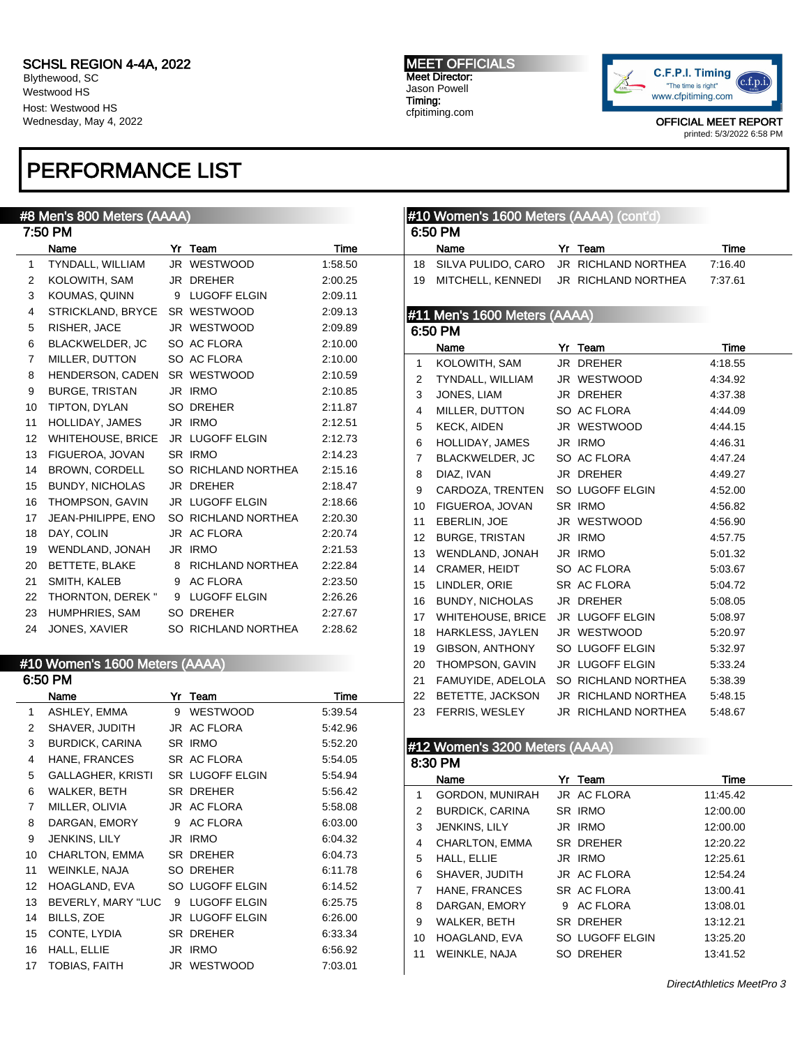SCHSL REGION 4-4A, 2022
Blythewood, SC
Westwood HS
Host: Westwood HS
Wednesday, May 4, 2022

**MEET OFFICIALS**
Meet Director:
Jason Powell
Timing:
cfpitiming.com

C.F.P.I. Timing
"The time is right"
www.cfpitiming.com

OFFICIAL MEET REPORT
printed: 5/3/2022 6:58 PM

# PERFORMANCE LIST

## #8 Men's 800 Meters (AAAA)

7:50 PM

| | Name | Yr | Team | Time |
|---|---|---|---|---|
| 1 | TYNDALL, WILLIAM | JR | WESTWOOD | 1:58.50 |
| 2 | KOLOWITH, SAM | JR | DREHER | 2:00.25 |
| 3 | KOUMAS, QUINN | 9 | LUGOFF ELGIN | 2:09.11 |
| 4 | STRICKLAND, BRYCE | SR | WESTWOOD | 2:09.13 |
| 5 | RISHER, JACE | JR | WESTWOOD | 2:09.89 |
| 6 | BLACKWELDER, JC | SO | AC FLORA | 2:10.00 |
| 7 | MILLER, DUTTON | SO | AC FLORA | 2:10.00 |
| 8 | HENDERSON, CADEN | SR | WESTWOOD | 2:10.59 |
| 9 | BURGE, TRISTAN | JR | IRMO | 2:10.85 |
| 10 | TIPTON, DYLAN | SO | DREHER | 2:11.87 |
| 11 | HOLLIDAY, JAMES | JR | IRMO | 2:12.51 |
| 12 | WHITEHOUSE, BRICE | JR | LUGOFF ELGIN | 2:12.73 |
| 13 | FIGUEROA, JOVAN | SR | IRMO | 2:14.23 |
| 14 | BROWN, CORDELL | SO | RICHLAND NORTHEA | 2:15.16 |
| 15 | BUNDY, NICHOLAS | JR | DREHER | 2:18.47 |
| 16 | THOMPSON, GAVIN | JR | LUGOFF ELGIN | 2:18.66 |
| 17 | JEAN-PHILIPPE, ENO | SO | RICHLAND NORTHEA | 2:20.30 |
| 18 | DAY, COLIN | JR | AC FLORA | 2:20.74 |
| 19 | WENDLAND, JONAH | JR | IRMO | 2:21.53 |
| 20 | BETTETE, BLAKE | 8 | RICHLAND NORTHEA | 2:22.84 |
| 21 | SMITH, KALEB | 9 | AC FLORA | 2:23.50 |
| 22 | THORNTON, DEREK " | 9 | LUGOFF ELGIN | 2:26.26 |
| 23 | HUMPHRIES, SAM | SO | DREHER | 2:27.67 |
| 24 | JONES, XAVIER | SO | RICHLAND NORTHEA | 2:28.62 |

## #10 Women's 1600 Meters (AAAA)

6:50 PM

| | Name | Yr | Team | Time |
|---|---|---|---|---|
| 1 | ASHLEY, EMMA | 9 | WESTWOOD | 5:39.54 |
| 2 | SHAVER, JUDITH | JR | AC FLORA | 5:42.96 |
| 3 | BURDICK, CARINA | SR | IRMO | 5:52.20 |
| 4 | HANE, FRANCES | SR | AC FLORA | 5:54.05 |
| 5 | GALLAGHER, KRISTI | SR | LUGOFF ELGIN | 5:54.94 |
| 6 | WALKER, BETH | SR | DREHER | 5:56.42 |
| 7 | MILLER, OLIVIA | JR | AC FLORA | 5:58.08 |
| 8 | DARGAN, EMORY | 9 | AC FLORA | 6:03.00 |
| 9 | JENKINS, LILY | JR | IRMO | 6:04.32 |
| 10 | CHARLTON, EMMA | SR | DREHER | 6:04.73 |
| 11 | WEINKLE, NAJA | SO | DREHER | 6:11.78 |
| 12 | HOAGLAND, EVA | SO | LUGOFF ELGIN | 6:14.52 |
| 13 | BEVERLY, MARY "LUC | 9 | LUGOFF ELGIN | 6:25.75 |
| 14 | BILLS, ZOE | JR | LUGOFF ELGIN | 6:26.00 |
| 15 | CONTE, LYDIA | SR | DREHER | 6:33.34 |
| 16 | HALL, ELLIE | JR | IRMO | 6:56.92 |
| 17 | TOBIAS, FAITH | JR | WESTWOOD | 7:03.01 |
| 18 | SILVA PULIDO, CARO | JR | RICHLAND NORTHEA | 7:16.40 |
| 19 | MITCHELL, KENNEDI | JR | RICHLAND NORTHEA | 7:37.61 |

## #11 Men's 1600 Meters (AAAA)

6:50 PM

| | Name | Yr | Team | Time |
|---|---|---|---|---|
| 1 | KOLOWITH, SAM | JR | DREHER | 4:18.55 |
| 2 | TYNDALL, WILLIAM | JR | WESTWOOD | 4:34.92 |
| 3 | JONES, LIAM | JR | DREHER | 4:37.38 |
| 4 | MILLER, DUTTON | SO | AC FLORA | 4:44.09 |
| 5 | KECK, AIDEN | JR | WESTWOOD | 4:44.15 |
| 6 | HOLLIDAY, JAMES | JR | IRMO | 4:46.31 |
| 7 | BLACKWELDER, JC | SO | AC FLORA | 4:47.24 |
| 8 | DIAZ, IVAN | JR | DREHER | 4:49.27 |
| 9 | CARDOZA, TRENTEN | SO | LUGOFF ELGIN | 4:52.00 |
| 10 | FIGUEROA, JOVAN | SR | IRMO | 4:56.82 |
| 11 | EBERLIN, JOE | JR | WESTWOOD | 4:56.90 |
| 12 | BURGE, TRISTAN | JR | IRMO | 4:57.75 |
| 13 | WENDLAND, JONAH | JR | IRMO | 5:01.32 |
| 14 | CRAMER, HEIDT | SO | AC FLORA | 5:03.67 |
| 15 | LINDLER, ORIE | SR | AC FLORA | 5:04.72 |
| 16 | BUNDY, NICHOLAS | JR | DREHER | 5:08.05 |
| 17 | WHITEHOUSE, BRICE | JR | LUGOFF ELGIN | 5:08.97 |
| 18 | HARKLESS, JAYLEN | JR | WESTWOOD | 5:20.97 |
| 19 | GIBSON, ANTHONY | SO | LUGOFF ELGIN | 5:32.97 |
| 20 | THOMPSON, GAVIN | JR | LUGOFF ELGIN | 5:33.24 |
| 21 | FAMUYIDE, ADELOLA | SO | RICHLAND NORTHEA | 5:38.39 |
| 22 | BETETTE, JACKSON | JR | RICHLAND NORTHEA | 5:48.15 |
| 23 | FERRIS, WESLEY | JR | RICHLAND NORTHEA | 5:48.67 |

## #12 Women's 3200 Meters (AAAA)

8:30 PM

| | Name | Yr | Team | Time |
|---|---|---|---|---|
| 1 | GORDON, MUNIRAH | JR | AC FLORA | 11:45.42 |
| 2 | BURDICK, CARINA | SR | IRMO | 12:00.00 |
| 3 | JENKINS, LILY | JR | IRMO | 12:00.00 |
| 4 | CHARLTON, EMMA | SR | DREHER | 12:20.22 |
| 5 | HALL, ELLIE | JR | IRMO | 12:25.61 |
| 6 | SHAVER, JUDITH | JR | AC FLORA | 12:54.24 |
| 7 | HANE, FRANCES | SR | AC FLORA | 13:00.41 |
| 8 | DARGAN, EMORY | 9 | AC FLORA | 13:08.01 |
| 9 | WALKER, BETH | SR | DREHER | 13:12.21 |
| 10 | HOAGLAND, EVA | SO | LUGOFF ELGIN | 13:25.20 |
| 11 | WEINKLE, NAJA | SO | DREHER | 13:41.52 |

*DirectAthletics MeetPro 3*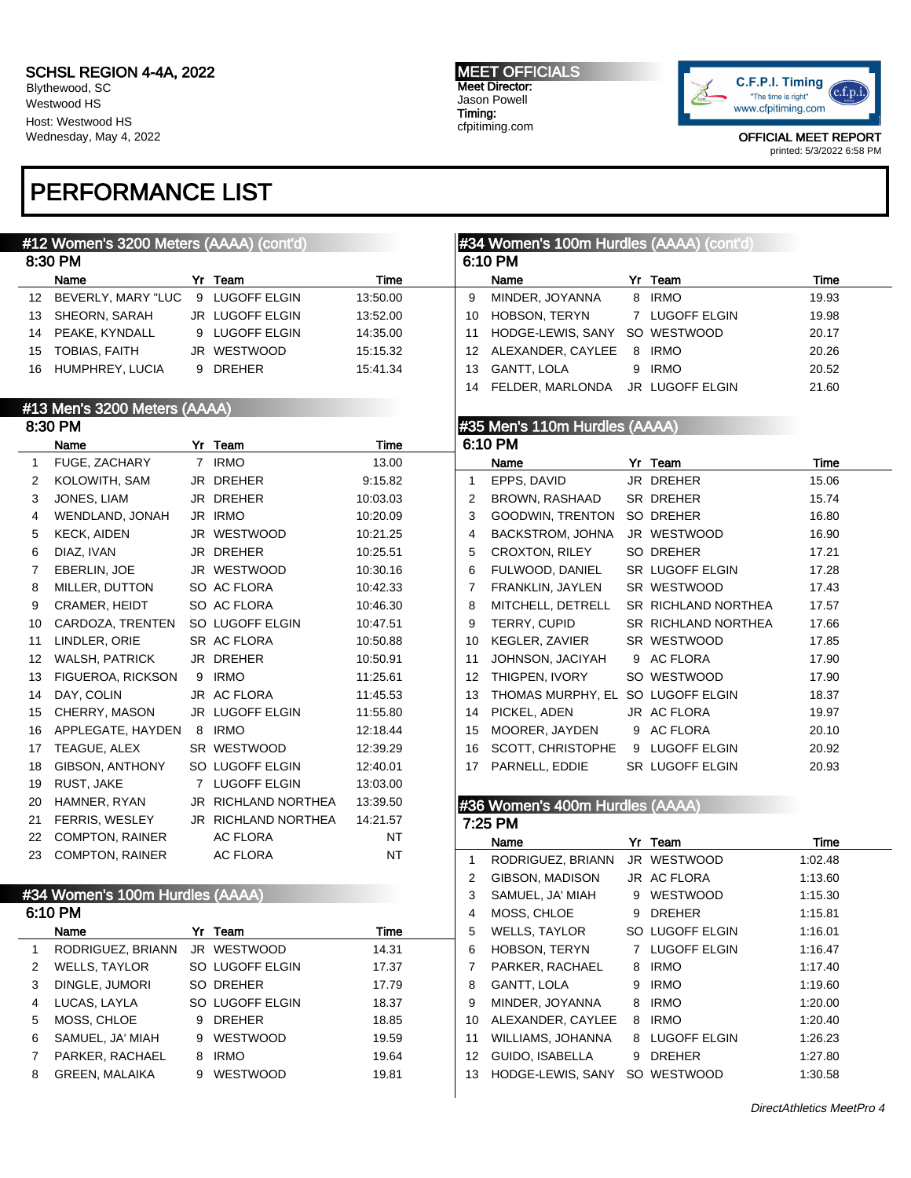SCHSL REGION 4-4A, 2022
Blythewood, SC
Westwood HS
Host: Westwood HS
Wednesday, May 4, 2022

MEET OFFICIALS
Meet Director:
Jason Powell
Timing:
cfpitiming.com

OFFICIAL MEET REPORT
printed: 5/3/2022 6:58 PM

# PERFORMANCE LIST

## #12 Women's 3200 Meters (AAAA) (cont'd)

8:30 PM

| | Name | Yr | Team | Time |
|---|---|---|---|---|
| 12 | BEVERLY, MARY "LUC | 9 | LUGOFF ELGIN | 13:50.00 |
| 13 | SHEORN, SARAH | JR | LUGOFF ELGIN | 13:52.00 |
| 14 | PEAKE, KYNDALL | 9 | LUGOFF ELGIN | 14:35.00 |
| 15 | TOBIAS, FAITH | JR | WESTWOOD | 15:15.32 |
| 16 | HUMPHREY, LUCIA | 9 | DREHER | 15:41.34 |

## #13 Men's 3200 Meters (AAAA)

8:30 PM

| | Name | Yr | Team | Time |
|---|---|---|---|---|
| 1 | FUGE, ZACHARY | 7 | IRMO | 13.00 |
| 2 | KOLOWITH, SAM | JR | DREHER | 9:15.82 |
| 3 | JONES, LIAM | JR | DREHER | 10:03.03 |
| 4 | WENDLAND, JONAH | JR | IRMO | 10:20.09 |
| 5 | KECK, AIDEN | JR | WESTWOOD | 10:21.25 |
| 6 | DIAZ, IVAN | JR | DREHER | 10:25.51 |
| 7 | EBERLIN, JOE | JR | WESTWOOD | 10:30.16 |
| 8 | MILLER, DUTTON | SO | AC FLORA | 10:42.33 |
| 9 | CRAMER, HEIDT | SO | AC FLORA | 10:46.30 |
| 10 | CARDOZA, TRENTEN | SO | LUGOFF ELGIN | 10:47.51 |
| 11 | LINDLER, ORIE | SR | AC FLORA | 10:50.88 |
| 12 | WALSH, PATRICK | JR | DREHER | 10:50.91 |
| 13 | FIGUEROA, RICKSON | 9 | IRMO | 11:25.61 |
| 14 | DAY, COLIN | JR | AC FLORA | 11:45.53 |
| 15 | CHERRY, MASON | JR | LUGOFF ELGIN | 11:55.80 |
| 16 | APPLEGATE, HAYDEN | 8 | IRMO | 12:18.44 |
| 17 | TEAGUE, ALEX | SR | WESTWOOD | 12:39.29 |
| 18 | GIBSON, ANTHONY | SO | LUGOFF ELGIN | 12:40.01 |
| 19 | RUST, JAKE | 7 | LUGOFF ELGIN | 13:03.00 |
| 20 | HAMNER, RYAN | JR | RICHLAND NORTHEA | 13:39.50 |
| 21 | FERRIS, WESLEY | JR | RICHLAND NORTHEA | 14:21.57 |
| 22 | COMPTON, RAINER | | AC FLORA | NT |
| 23 | COMPTON, RAINER | | AC FLORA | NT |

## #34 Women's 100m Hurdles (AAAA)

6:10 PM

| | Name | Yr | Team | Time |
|---|---|---|---|---|
| 1 | RODRIGUEZ, BRIANN | JR | WESTWOOD | 14.31 |
| 2 | WELLS, TAYLOR | SO | LUGOFF ELGIN | 17.37 |
| 3 | DINGLE, JUMORI | SO | DREHER | 17.79 |
| 4 | LUCAS, LAYLA | SO | LUGOFF ELGIN | 18.37 |
| 5 | MOSS, CHLOE | 9 | DREHER | 18.85 |
| 6 | SAMUEL, JA' MIAH | 9 | WESTWOOD | 19.59 |
| 7 | PARKER, RACHAEL | 8 | IRMO | 19.64 |
| 8 | GREEN, MALAIKA | 9 | WESTWOOD | 19.81 |
| 9 | MINDER, JOYANNA | 8 | IRMO | 19.93 |
| 10 | HOBSON, TERYN | 7 | LUGOFF ELGIN | 19.98 |
| 11 | HODGE-LEWIS, SANY | SO | WESTWOOD | 20.17 |
| 12 | ALEXANDER, CAYLEE | 8 | IRMO | 20.26 |
| 13 | GANTT, LOLA | 9 | IRMO | 20.52 |
| 14 | FELDER, MARLONDA | JR | LUGOFF ELGIN | 21.60 |

## #35 Men's 110m Hurdles (AAAA)

6:10 PM

| | Name | Yr | Team | Time |
|---|---|---|---|---|
| 1 | EPPS, DAVID | JR | DREHER | 15.06 |
| 2 | BROWN, RASHAAD | SR | DREHER | 15.74 |
| 3 | GOODWIN, TRENTON | SO | DREHER | 16.80 |
| 4 | BACKSTROM, JOHNA | JR | WESTWOOD | 16.90 |
| 5 | CROXTON, RILEY | SO | DREHER | 17.21 |
| 6 | FULWOOD, DANIEL | SR | LUGOFF ELGIN | 17.28 |
| 7 | FRANKLIN, JAYLEN | SR | WESTWOOD | 17.43 |
| 8 | MITCHELL, DETRELL | SR | RICHLAND NORTHEA | 17.57 |
| 9 | TERRY, CUPID | SR | RICHLAND NORTHEA | 17.66 |
| 10 | KEGLER, ZAVIER | SR | WESTWOOD | 17.85 |
| 11 | JOHNSON, JACIYAH | 9 | AC FLORA | 17.90 |
| 12 | THIGPEN, IVORY | SO | WESTWOOD | 17.90 |
| 13 | THOMAS MURPHY, EL | SO | LUGOFF ELGIN | 18.37 |
| 14 | PICKEL, ADEN | JR | AC FLORA | 19.97 |
| 15 | MOORER, JAYDEN | 9 | AC FLORA | 20.10 |
| 16 | SCOTT, CHRISTOPHE | 9 | LUGOFF ELGIN | 20.92 |
| 17 | PARNELL, EDDIE | SR | LUGOFF ELGIN | 20.93 |

## #36 Women's 400m Hurdles (AAAA)

7:25 PM

| | Name | Yr | Team | Time |
|---|---|---|---|---|
| 1 | RODRIGUEZ, BRIANN | JR | WESTWOOD | 1:02.48 |
| 2 | GIBSON, MADISON | JR | AC FLORA | 1:13.60 |
| 3 | SAMUEL, JA' MIAH | 9 | WESTWOOD | 1:15.30 |
| 4 | MOSS, CHLOE | 9 | DREHER | 1:15.81 |
| 5 | WELLS, TAYLOR | SO | LUGOFF ELGIN | 1:16.01 |
| 6 | HOBSON, TERYN | 7 | LUGOFF ELGIN | 1:16.47 |
| 7 | PARKER, RACHAEL | 8 | IRMO | 1:17.40 |
| 8 | GANTT, LOLA | 9 | IRMO | 1:19.60 |
| 9 | MINDER, JOYANNA | 8 | IRMO | 1:20.00 |
| 10 | ALEXANDER, CAYLEE | 8 | IRMO | 1:20.40 |
| 11 | WILLIAMS, JOHANNA | 8 | LUGOFF ELGIN | 1:26.23 |
| 12 | GUIDO, ISABELLA | 9 | DREHER | 1:27.80 |
| 13 | HODGE-LEWIS, SANY | SO | WESTWOOD | 1:30.58 |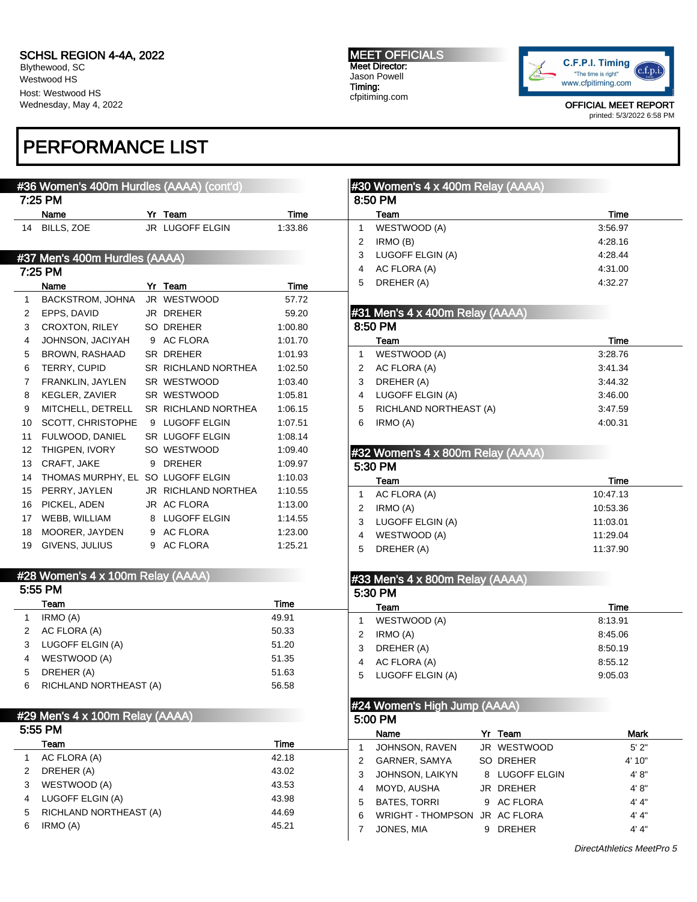SCHSL REGION 4-4A, 2022
Blythewood, SC
Westwood HS
Host: Westwood HS
Wednesday, May 4, 2022

MEET OFFICIALS
Meet Director:
Jason Powell
Timing:
cfpitiming.com

OFFICIAL MEET REPORT
printed: 5/3/2022 6:58 PM

# PERFORMANCE LIST

## #36 Women's 400m Hurdles (AAAA) (cont'd)

7:25 PM

| | Name | Yr | Team | Time |
|---|---|---|---|---|
| 14 | BILLS, ZOE | JR | LUGOFF ELGIN | 1:33.86 |

## #37 Men's 400m Hurdles (AAAA)

7:25 PM

| | Name | Yr | Team | Time |
|---|---|---|---|---|
| 1 | BACKSTROM, JOHNA | JR | WESTWOOD | 57.72 |
| 2 | EPPS, DAVID | JR | DREHER | 59.20 |
| 3 | CROXTON, RILEY | SO | DREHER | 1:00.80 |
| 4 | JOHNSON, JACIYAH | 9 | AC FLORA | 1:01.70 |
| 5 | BROWN, RASHAAD | SR | DREHER | 1:01.93 |
| 6 | TERRY, CUPID | SR | RICHLAND NORTHEA | 1:02.50 |
| 7 | FRANKLIN, JAYLEN | SR | WESTWOOD | 1:03.40 |
| 8 | KEGLER, ZAVIER | SR | WESTWOOD | 1:05.81 |
| 9 | MITCHELL, DETRELL | SR | RICHLAND NORTHEA | 1:06.15 |
| 10 | SCOTT, CHRISTOPHE | 9 | LUGOFF ELGIN | 1:07.51 |
| 11 | FULWOOD, DANIEL | SR | LUGOFF ELGIN | 1:08.14 |
| 12 | THIGPEN, IVORY | SO | WESTWOOD | 1:09.40 |
| 13 | CRAFT, JAKE | 9 | DREHER | 1:09.97 |
| 14 | THOMAS MURPHY, EL | SO | LUGOFF ELGIN | 1:10.03 |
| 15 | PERRY, JAYLEN | JR | RICHLAND NORTHEA | 1:10.55 |
| 16 | PICKEL, ADEN | JR | AC FLORA | 1:13.00 |
| 17 | WEBB, WILLIAM | 8 | LUGOFF ELGIN | 1:14.55 |
| 18 | MOORER, JAYDEN | 9 | AC FLORA | 1:23.00 |
| 19 | GIVENS, JULIUS | 9 | AC FLORA | 1:25.21 |

## #28 Women's 4 x 100m Relay (AAAA)

5:55 PM

| | Team | Time |
|---|---|---|
| 1 | IRMO (A) | 49.91 |
| 2 | AC FLORA (A) | 50.33 |
| 3 | LUGOFF ELGIN (A) | 51.20 |
| 4 | WESTWOOD (A) | 51.35 |
| 5 | DREHER (A) | 51.63 |
| 6 | RICHLAND NORTHEAST (A) | 56.58 |

## #29 Men's 4 x 100m Relay (AAAA)

5:55 PM

| | Team | Time |
|---|---|---|
| 1 | AC FLORA (A) | 42.18 |
| 2 | DREHER (A) | 43.02 |
| 3 | WESTWOOD (A) | 43.53 |
| 4 | LUGOFF ELGIN (A) | 43.98 |
| 5 | RICHLAND NORTHEAST (A) | 44.69 |
| 6 | IRMO (A) | 45.21 |

## #30 Women's 4 x 400m Relay (AAAA)

8:50 PM

| | Team | Time |
|---|---|---|
| 1 | WESTWOOD (A) | 3:56.97 |
| 2 | IRMO (B) | 4:28.16 |
| 3 | LUGOFF ELGIN (A) | 4:28.44 |
| 4 | AC FLORA (A) | 4:31.00 |
| 5 | DREHER (A) | 4:32.27 |

## #31 Men's 4 x 400m Relay (AAAA)

8:50 PM

| | Team | Time |
|---|---|---|
| 1 | WESTWOOD (A) | 3:28.76 |
| 2 | AC FLORA (A) | 3:41.34 |
| 3 | DREHER (A) | 3:44.32 |
| 4 | LUGOFF ELGIN (A) | 3:46.00 |
| 5 | RICHLAND NORTHEAST (A) | 3:47.59 |
| 6 | IRMO (A) | 4:00.31 |

## #32 Women's 4 x 800m Relay (AAAA)

5:30 PM

| | Team | Time |
|---|---|---|
| 1 | AC FLORA (A) | 10:47.13 |
| 2 | IRMO (A) | 10:53.36 |
| 3 | LUGOFF ELGIN (A) | 11:03.01 |
| 4 | WESTWOOD (A) | 11:29.04 |
| 5 | DREHER (A) | 11:37.90 |

## #33 Men's 4 x 800m Relay (AAAA)

5:30 PM

| | Team | Time |
|---|---|---|
| 1 | WESTWOOD (A) | 8:13.91 |
| 2 | IRMO (A) | 8:45.06 |
| 3 | DREHER (A) | 8:50.19 |
| 4 | AC FLORA (A) | 8:55.12 |
| 5 | LUGOFF ELGIN (A) | 9:05.03 |

## #24 Women's High Jump (AAAA)

5:00 PM

| | Name | Yr | Team | Mark |
|---|---|---|---|---|
| 1 | JOHNSON, RAVEN | JR | WESTWOOD | 5' 2" |
| 2 | GARNER, SAMYA | SO | DREHER | 4' 10" |
| 3 | JOHNSON, LAIKYN | 8 | LUGOFF ELGIN | 4' 8" |
| 4 | MOYD, AUSHA | JR | DREHER | 4' 8" |
| 5 | BATES, TORRI | 9 | AC FLORA | 4' 4" |
| 6 | WRIGHT - THOMPSON | JR | AC FLORA | 4' 4" |
| 7 | JONES, MIA | 9 | DREHER | 4' 4" |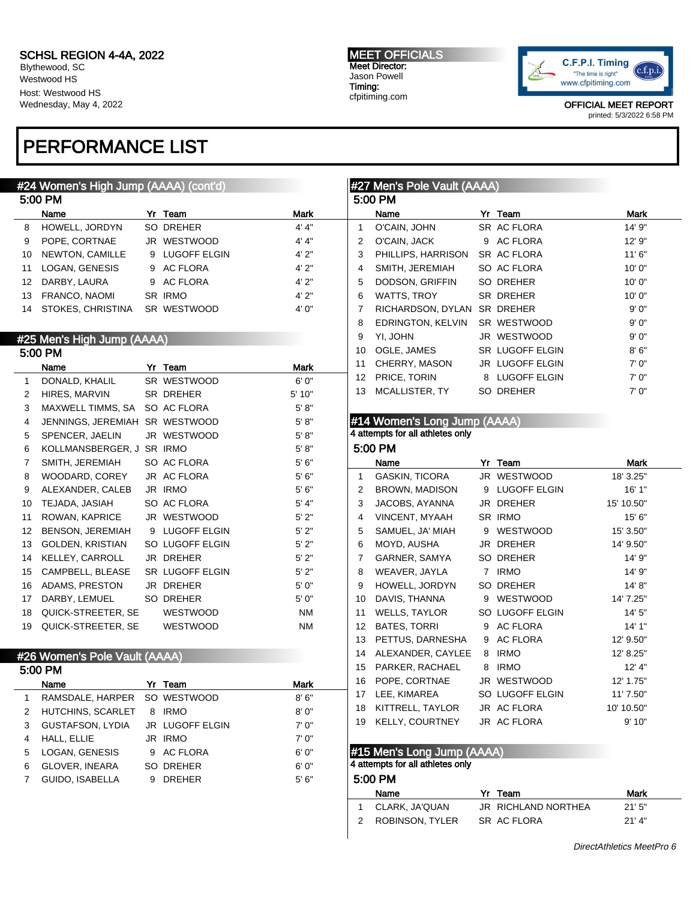SCHSL REGION 4-4A, 2022
Blythewood, SC
Westwood HS
Host: Westwood HS
Wednesday, May 4, 2022

MEET OFFICIALS
Meet Director:
Jason Powell
Timing:
cfpitiming.com

OFFICIAL MEET REPORT
printed: 5/3/2022 6:58 PM

# PERFORMANCE LIST

## #24 Women's High Jump (AAAA) (cont'd)

5:00 PM

| | Name | Yr | Team | Mark |
|---|---|---|---|---|
| 8 | HOWELL, JORDYN | SO | DREHER | 4' 4" |
| 9 | POPE, CORTNAE | JR | WESTWOOD | 4' 4" |
| 10 | NEWTON, CAMILLE | 9 | LUGOFF ELGIN | 4' 2" |
| 11 | LOGAN, GENESIS | 9 | AC FLORA | 4' 2" |
| 12 | DARBY, LAURA | 9 | AC FLORA | 4' 2" |
| 13 | FRANCO, NAOMI | SR | IRMO | 4' 2" |
| 14 | STOKES, CHRISTINA | SR | WESTWOOD | 4' 0" |

## #25 Men's High Jump (AAAA)

5:00 PM

| | Name | Yr | Team | Mark |
|---|---|---|---|---|
| 1 | DONALD, KHALIL | SR | WESTWOOD | 6' 0" |
| 2 | HIRES, MARVIN | SR | DREHER | 5' 10" |
| 3 | MAXWELL TIMMS, SA | SO | AC FLORA | 5' 8" |
| 4 | JENNINGS, JEREMIAH | SR | WESTWOOD | 5' 8" |
| 5 | SPENCER, JAELIN | JR | WESTWOOD | 5' 8" |
| 6 | KOLLMANSBERGER, J | SR | IRMO | 5' 8" |
| 7 | SMITH, JEREMIAH | SO | AC FLORA | 5' 6" |
| 8 | WOODARD, COREY | JR | AC FLORA | 5' 6" |
| 9 | ALEXANDER, CALEB | JR | IRMO | 5' 6" |
| 10 | TEJADA, JASIAH | SO | AC FLORA | 5' 4" |
| 11 | ROWAN, KAPRICE | JR | WESTWOOD | 5' 2" |
| 12 | BENSON, JEREMIAH | 9 | LUGOFF ELGIN | 5' 2" |
| 13 | GOLDEN, KRISTIAN | SO | LUGOFF ELGIN | 5' 2" |
| 14 | KELLEY, CARROLL | JR | DREHER | 5' 2" |
| 15 | CAMPBELL, BLEASE | SR | LUGOFF ELGIN | 5' 2" |
| 16 | ADAMS, PRESTON | JR | DREHER | 5' 0" |
| 17 | DARBY, LEMUEL | SO | DREHER | 5' 0" |
| 18 | QUICK-STREETER, SE | | WESTWOOD | NM |
| 19 | QUICK-STREETER, SE | | WESTWOOD | NM |

## #26 Women's Pole Vault (AAAA)

5:00 PM

| | Name | Yr | Team | Mark |
|---|---|---|---|---|
| 1 | RAMSDALE, HARPER | SO | WESTWOOD | 8' 6" |
| 2 | HUTCHINS, SCARLET | 8 | IRMO | 8' 0" |
| 3 | GUSTAFSON, LYDIA | JR | LUGOFF ELGIN | 7' 0" |
| 4 | HALL, ELLIE | JR | IRMO | 7' 0" |
| 5 | LOGAN, GENESIS | 9 | AC FLORA | 6' 0" |
| 6 | GLOVER, INEARA | SO | DREHER | 6' 0" |
| 7 | GUIDO, ISABELLA | 9 | DREHER | 5' 6" |

## #27 Men's Pole Vault (AAAA)

5:00 PM

| | Name | Yr | Team | Mark |
|---|---|---|---|---|
| 1 | O'CAIN, JOHN | SR | AC FLORA | 14' 9" |
| 2 | O'CAIN, JACK | 9 | AC FLORA | 12' 9" |
| 3 | PHILLIPS, HARRISON | SR | AC FLORA | 11' 6" |
| 4 | SMITH, JEREMIAH | SO | AC FLORA | 10' 0" |
| 5 | DODSON, GRIFFIN | SO | DREHER | 10' 0" |
| 6 | WATTS, TROY | SR | DREHER | 10' 0" |
| 7 | RICHARDSON, DYLAN | SR | DREHER | 9' 0" |
| 8 | EDRINGTON, KELVIN | SR | WESTWOOD | 9' 0" |
| 9 | YI, JOHN | JR | WESTWOOD | 9' 0" |
| 10 | OGLE, JAMES | SR | LUGOFF ELGIN | 8' 6" |
| 11 | CHERRY, MASON | JR | LUGOFF ELGIN | 7' 0" |
| 12 | PRICE, TORIN | 8 | LUGOFF ELGIN | 7' 0" |
| 13 | MCALLISTER, TY | SO | DREHER | 7' 0" |

## #14 Women's Long Jump (AAAA)

4 attempts for all athletes only

5:00 PM

| | Name | Yr | Team | Mark |
|---|---|---|---|---|
| 1 | GASKIN, TICORA | JR | WESTWOOD | 18' 3.25" |
| 2 | BROWN, MADISON | 9 | LUGOFF ELGIN | 16' 1" |
| 3 | JACOBS, AYANNA | JR | DREHER | 15' 10.50" |
| 4 | VINCENT, MYAAH | SR | IRMO | 15' 6" |
| 5 | SAMUEL, JA' MIAH | 9 | WESTWOOD | 15' 3.50" |
| 6 | MOYD, AUSHA | JR | DREHER | 14' 9.50" |
| 7 | GARNER, SAMYA | SO | DREHER | 14' 9" |
| 8 | WEAVER, JAYLA | 7 | IRMO | 14' 9" |
| 9 | HOWELL, JORDYN | SO | DREHER | 14' 8" |
| 10 | DAVIS, THANNA | 9 | WESTWOOD | 14' 7.25" |
| 11 | WELLS, TAYLOR | SO | LUGOFF ELGIN | 14' 5" |
| 12 | BATES, TORRI | 9 | AC FLORA | 14' 1" |
| 13 | PETTUS, DARNESHA | 9 | AC FLORA | 12' 9.50" |
| 14 | ALEXANDER, CAYLEE | 8 | IRMO | 12' 8.25" |
| 15 | PARKER, RACHAEL | 8 | IRMO | 12' 4" |
| 16 | POPE, CORTNAE | JR | WESTWOOD | 12' 1.75" |
| 17 | LEE, KIMAREA | SO | LUGOFF ELGIN | 11' 7.50" |
| 18 | KITTRELL, TAYLOR | JR | AC FLORA | 10' 10.50" |
| 19 | KELLY, COURTNEY | JR | AC FLORA | 9' 10" |

## #15 Men's Long Jump (AAAA)

4 attempts for all athletes only

5:00 PM

| | Name | Yr | Team | Mark |
|---|---|---|---|---|
| 1 | CLARK, JA'QUAN | JR | RICHLAND NORTHEA | 21' 5" |
| 2 | ROBINSON, TYLER | SR | AC FLORA | 21' 4" |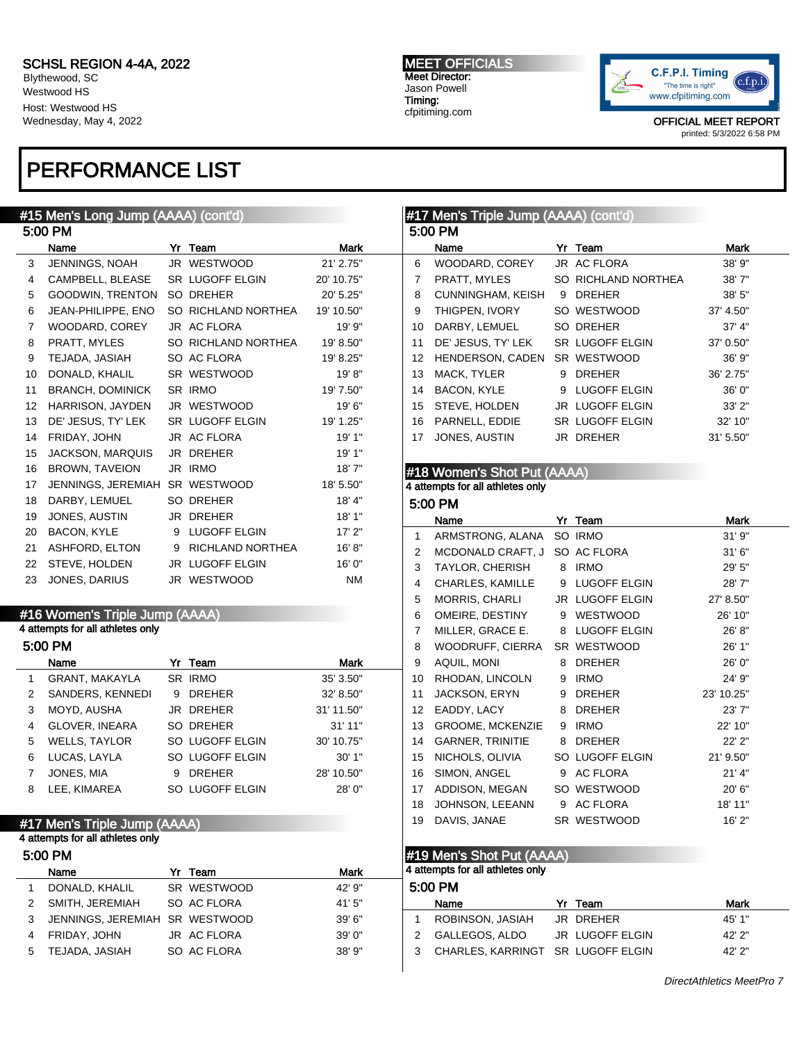SCHSL REGION 4-4A, 2022
Blythewood, SC
Westwood HS
Host: Westwood HS
Wednesday, May 4, 2022

MEET OFFICIALS
Meet Director:
Jason Powell
Timing:
cfpitiming.com

C.F.P.I. Timing "The time is right" www.cfpitiming.com

OFFICIAL MEET REPORT
printed: 5/3/2022 6:58 PM

# PERFORMANCE LIST

## #15 Men's Long Jump (AAAA) (cont'd)

5:00 PM

| | Name | Yr | Team | Mark |
|---|---|---|---|---|
| 3 | JENNINGS, NOAH | JR | WESTWOOD | 21' 2.75" |
| 4 | CAMPBELL, BLEASE | SR | LUGOFF ELGIN | 20' 10.75" |
| 5 | GOODWIN, TRENTON | SO | DREHER | 20' 5.25" |
| 6 | JEAN-PHILIPPE, ENO | SO | RICHLAND NORTHEA | 19' 10.50" |
| 7 | WOODARD, COREY | JR | AC FLORA | 19' 9" |
| 8 | PRATT, MYLES | SO | RICHLAND NORTHEA | 19' 8.50" |
| 9 | TEJADA, JASIAH | SO | AC FLORA | 19' 8.25" |
| 10 | DONALD, KHALIL | SR | WESTWOOD | 19' 8" |
| 11 | BRANCH, DOMINICK | SR | IRMO | 19' 7.50" |
| 12 | HARRISON, JAYDEN | JR | WESTWOOD | 19' 6" |
| 13 | DE' JESUS, TY' LEK | SR | LUGOFF ELGIN | 19' 1.25" |
| 14 | FRIDAY, JOHN | JR | AC FLORA | 19' 1" |
| 15 | JACKSON, MARQUIS | JR | DREHER | 19' 1" |
| 16 | BROWN, TAVEION | JR | IRMO | 18' 7" |
| 17 | JENNINGS, JEREMIAH | SR | WESTWOOD | 18' 5.50" |
| 18 | DARBY, LEMUEL | SO | DREHER | 18' 4" |
| 19 | JONES, AUSTIN | JR | DREHER | 18' 1" |
| 20 | BACON, KYLE | 9 | LUGOFF ELGIN | 17' 2" |
| 21 | ASHFORD, ELTON | 9 | RICHLAND NORTHEA | 16' 8" |
| 22 | STEVE, HOLDEN | JR | LUGOFF ELGIN | 16' 0" |
| 23 | JONES, DARIUS | JR | WESTWOOD | NM |

## #16 Women's Triple Jump (AAAA)

4 attempts for all athletes only

5:00 PM

| | Name | Yr | Team | Mark |
|---|---|---|---|---|
| 1 | GRANT, MAKAYLA | SR | IRMO | 35' 3.50" |
| 2 | SANDERS, KENNEDI | 9 | DREHER | 32' 8.50" |
| 3 | MOYD, AUSHA | JR | DREHER | 31' 11.50" |
| 4 | GLOVER, INEARA | SO | DREHER | 31' 11" |
| 5 | WELLS, TAYLOR | SO | LUGOFF ELGIN | 30' 10.75" |
| 6 | LUCAS, LAYLA | SO | LUGOFF ELGIN | 30' 1" |
| 7 | JONES, MIA | 9 | DREHER | 28' 10.50" |
| 8 | LEE, KIMAREA | SO | LUGOFF ELGIN | 28' 0" |

## #17 Men's Triple Jump (AAAA)

4 attempts for all athletes only

5:00 PM

| | Name | Yr | Team | Mark |
|---|---|---|---|---|
| 1 | DONALD, KHALIL | SR | WESTWOOD | 42' 9" |
| 2 | SMITH, JEREMIAH | SO | AC FLORA | 41' 5" |
| 3 | JENNINGS, JEREMIAH | SR | WESTWOOD | 39' 6" |
| 4 | FRIDAY, JOHN | JR | AC FLORA | 39' 0" |
| 5 | TEJADA, JASIAH | SO | AC FLORA | 38' 9" |
| 6 | WOODARD, COREY | JR | AC FLORA | 38' 9" |
| 7 | PRATT, MYLES | SO | RICHLAND NORTHEA | 38' 7" |
| 8 | CUNNINGHAM, KEISH | 9 | DREHER | 38' 5" |
| 9 | THIGPEN, IVORY | SO | WESTWOOD | 37' 4.50" |
| 10 | DARBY, LEMUEL | SO | DREHER | 37' 4" |
| 11 | DE' JESUS, TY' LEK | SR | LUGOFF ELGIN | 37' 0.50" |
| 12 | HENDERSON, CADEN | SR | WESTWOOD | 36' 9" |
| 13 | MACK, TYLER | 9 | DREHER | 36' 2.75" |
| 14 | BACON, KYLE | 9 | LUGOFF ELGIN | 36' 0" |
| 15 | STEVE, HOLDEN | JR | LUGOFF ELGIN | 33' 2" |
| 16 | PARNELL, EDDIE | SR | LUGOFF ELGIN | 32' 10" |
| 17 | JONES, AUSTIN | JR | DREHER | 31' 5.50" |

## #18 Women's Shot Put (AAAA)

4 attempts for all athletes only

5:00 PM

| | Name | Yr | Team | Mark |
|---|---|---|---|---|
| 1 | ARMSTRONG, ALANA | SO | IRMO | 31' 9" |
| 2 | MCDONALD CRAFT, J | SO | AC FLORA | 31' 6" |
| 3 | TAYLOR, CHERISH | 8 | IRMO | 29' 5" |
| 4 | CHARLES, KAMILLE | 9 | LUGOFF ELGIN | 28' 7" |
| 5 | MORRIS, CHARLI | JR | LUGOFF ELGIN | 27' 8.50" |
| 6 | OMEIRE, DESTINY | 9 | WESTWOOD | 26' 10" |
| 7 | MILLER, GRACE E. | 8 | LUGOFF ELGIN | 26' 8" |
| 8 | WOODRUFF, CIERRA | SR | WESTWOOD | 26' 1" |
| 9 | AQUIL, MONI | 8 | DREHER | 26' 0" |
| 10 | RHODAN, LINCOLN | 9 | IRMO | 24' 9" |
| 11 | JACKSON, ERYN | 9 | DREHER | 23' 10.25" |
| 12 | EADDY, LACY | 8 | DREHER | 23' 7" |
| 13 | GROOME, MCKENZIE | 9 | IRMO | 22' 10" |
| 14 | GARNER, TRINITIE | 8 | DREHER | 22' 2" |
| 15 | NICHOLS, OLIVIA | SO | LUGOFF ELGIN | 21' 9.50" |
| 16 | SIMON, ANGEL | 9 | AC FLORA | 21' 4" |
| 17 | ADDISON, MEGAN | SO | WESTWOOD | 20' 6" |
| 18 | JOHNSON, LEEANN | 9 | AC FLORA | 18' 11" |
| 19 | DAVIS, JANAE | SR | WESTWOOD | 16' 2" |

## #19 Men's Shot Put (AAAA)

4 attempts for all athletes only

5:00 PM

| | Name | Yr | Team | Mark |
|---|---|---|---|---|
| 1 | ROBINSON, JASIAH | JR | DREHER | 45' 1" |
| 2 | GALLEGOS, ALDO | JR | LUGOFF ELGIN | 42' 2" |
| 3 | CHARLES, KARRINGT | SR | LUGOFF ELGIN | 42' 2" |

*DirectAthletics MeetPro 7*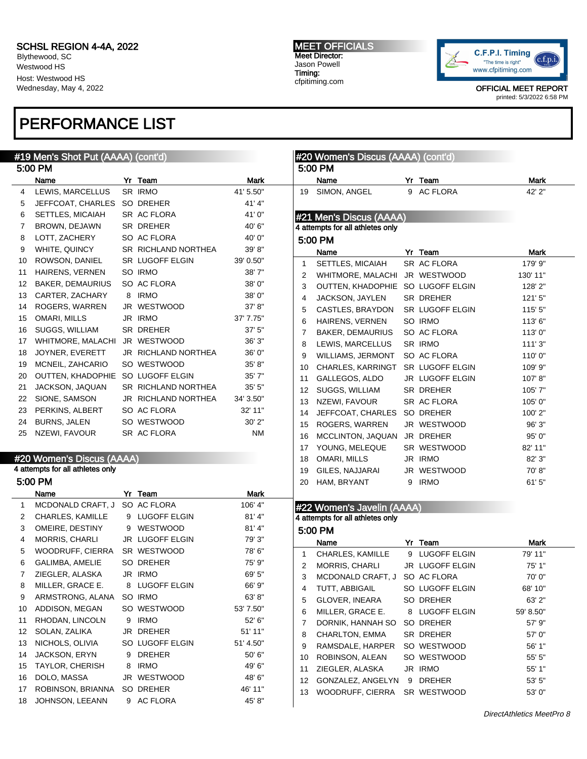SCHSL REGION 4-4A, 2022
Blythewood, SC
Westwood HS
Host: Westwood HS
Wednesday, May 4, 2022

**MEET OFFICIALS**
Meet Director:
Jason Powell
Timing:
cfpitiming.com

OFFICIAL MEET REPORT
printed: 5/3/2022 6:58 PM

# PERFORMANCE LIST

## #19 Men's Shot Put (AAAA) (cont'd)

### 5:00 PM

| | Name | Yr | Team | Mark |
|---|---|---|---|---|
| 4 | LEWIS, MARCELLUS | SR | IRMO | 41' 5.50" |
| 5 | JEFFCOAT, CHARLES | SO | DREHER | 41' 4" |
| 6 | SETTLES, MICAIAH | SR | AC FLORA | 41' 0" |
| 7 | BROWN, DEJAWN | SR | DREHER | 40' 6" |
| 8 | LOTT, ZACHERY | SO | AC FLORA | 40' 0" |
| 9 | WHITE, QUINCY | SR | RICHLAND NORTHEA | 39' 8" |
| 10 | ROWSON, DANIEL | SR | LUGOFF ELGIN | 39' 0.50" |
| 11 | HAIRENS, VERNEN | SO | IRMO | 38' 7" |
| 12 | BAKER, DEMAURIUS | SO | AC FLORA | 38' 0" |
| 13 | CARTER, ZACHARY | 8 | IRMO | 38' 0" |
| 14 | ROGERS, WARREN | JR | WESTWOOD | 37' 8" |
| 15 | OMARI, MILLS | JR | IRMO | 37' 7.75" |
| 16 | SUGGS, WILLIAM | SR | DREHER | 37' 5" |
| 17 | WHITMORE, MALACHI | JR | WESTWOOD | 36' 3" |
| 18 | JOYNER, EVERETT | JR | RICHLAND NORTHEA | 36' 0" |
| 19 | MCNEIL, ZAHCARIO | SO | WESTWOOD | 35' 8" |
| 20 | OUTTEN, KHADOPHIE | SO | LUGOFF ELGIN | 35' 7" |
| 21 | JACKSON, JAQUAN | SR | RICHLAND NORTHEA | 35' 5" |
| 22 | SIONE, SAMSON | JR | RICHLAND NORTHEA | 34' 3.50" |
| 23 | PERKINS, ALBERT | SO | AC FLORA | 32' 11" |
| 24 | BURNS, JALEN | SO | WESTWOOD | 30' 2" |
| 25 | NZEWI, FAVOUR | SR | AC FLORA | NM |

## #20 Women's Discus (AAAA)

4 attempts for all athletes only

### 5:00 PM

| | Name | Yr | Team | Mark |
|---|---|---|---|---|
| 1 | MCDONALD CRAFT, J | SO | AC FLORA | 106' 4" |
| 2 | CHARLES, KAMILLE | 9 | LUGOFF ELGIN | 81' 4" |
| 3 | OMEIRE, DESTINY | 9 | WESTWOOD | 81' 4" |
| 4 | MORRIS, CHARLI | JR | LUGOFF ELGIN | 79' 3" |
| 5 | WOODRUFF, CIERRA | SR | WESTWOOD | 78' 6" |
| 6 | GALIMBA, AMELIE | SO | DREHER | 75' 9" |
| 7 | ZIEGLER, ALASKA | JR | IRMO | 69' 5" |
| 8 | MILLER, GRACE E. | 8 | LUGOFF ELGIN | 66' 9" |
| 9 | ARMSTRONG, ALANA | SO | IRMO | 63' 8" |
| 10 | ADDISON, MEGAN | SO | WESTWOOD | 53' 7.50" |
| 11 | RHODAN, LINCOLN | 9 | IRMO | 52' 6" |
| 12 | SOLAN, ZALIKA | JR | DREHER | 51' 11" |
| 13 | NICHOLS, OLIVIA | SO | LUGOFF ELGIN | 51' 4.50" |
| 14 | JACKSON, ERYN | 9 | DREHER | 50' 6" |
| 15 | TAYLOR, CHERISH | 8 | IRMO | 49' 6" |
| 16 | DOLO, MASSA | JR | WESTWOOD | 48' 6" |
| 17 | ROBINSON, BRIANNA | SO | DREHER | 46' 11" |
| 18 | JOHNSON, LEEANN | 9 | AC FLORA | 45' 8" |

## #20 Women's Discus (AAAA) (cont'd)

### 5:00 PM

| | Name | Yr | Team | Mark |
|---|---|---|---|---|
| 19 | SIMON, ANGEL | 9 | AC FLORA | 42' 2" |

## #21 Men's Discus (AAAA)

4 attempts for all athletes only

### 5:00 PM

| | Name | Yr | Team | Mark |
|---|---|---|---|---|
| 1 | SETTLES, MICAIAH | SR | AC FLORA | 179' 9" |
| 2 | WHITMORE, MALACHI | JR | WESTWOOD | 130' 11" |
| 3 | OUTTEN, KHADOPHIE | SO | LUGOFF ELGIN | 128' 2" |
| 4 | JACKSON, JAYLEN | SR | DREHER | 121' 5" |
| 5 | CASTLES, BRAYDON | SR | LUGOFF ELGIN | 115' 5" |
| 6 | HAIRENS, VERNEN | SO | IRMO | 113' 6" |
| 7 | BAKER, DEMAURIUS | SO | AC FLORA | 113' 0" |
| 8 | LEWIS, MARCELLUS | SR | IRMO | 111' 3" |
| 9 | WILLIAMS, JERMONT | SO | AC FLORA | 110' 0" |
| 10 | CHARLES, KARRINGT | SR | LUGOFF ELGIN | 109' 9" |
| 11 | GALLEGOS, ALDO | JR | LUGOFF ELGIN | 107' 8" |
| 12 | SUGGS, WILLIAM | SR | DREHER | 105' 7" |
| 13 | NZEWI, FAVOUR | SR | AC FLORA | 105' 0" |
| 14 | JEFFCOAT, CHARLES | SO | DREHER | 100' 2" |
| 15 | ROGERS, WARREN | JR | WESTWOOD | 96' 3" |
| 16 | MCCLINTON, JAQUAN | JR | DREHER | 95' 0" |
| 17 | YOUNG, MELEQUE | SR | WESTWOOD | 82' 11" |
| 18 | OMARI, MILLS | JR | IRMO | 82' 3" |
| 19 | GILES, NAJJARAI | JR | WESTWOOD | 70' 8" |
| 20 | HAM, BRYANT | 9 | IRMO | 61' 5" |

## #22 Women's Javelin (AAAA)

4 attempts for all athletes only

### 5:00 PM

| | Name | Yr | Team | Mark |
|---|---|---|---|---|
| 1 | CHARLES, KAMILLE | 9 | LUGOFF ELGIN | 79' 11" |
| 2 | MORRIS, CHARLI | JR | LUGOFF ELGIN | 75' 1" |
| 3 | MCDONALD CRAFT, J | SO | AC FLORA | 70' 0" |
| 4 | TUTT, ABBIGAIL | SO | LUGOFF ELGIN | 68' 10" |
| 5 | GLOVER, INEARA | SO | DREHER | 63' 2" |
| 6 | MILLER, GRACE E. | 8 | LUGOFF ELGIN | 59' 8.50" |
| 7 | DORNIK, HANNAH SO | SO | DREHER | 57' 9" |
| 8 | CHARLTON, EMMA | SR | DREHER | 57' 0" |
| 9 | RAMSDALE, HARPER | SO | WESTWOOD | 56' 1" |
| 10 | ROBINSON, ALEAN | SO | WESTWOOD | 55' 5" |
| 11 | ZIEGLER, ALASKA | JR | IRMO | 55' 1" |
| 12 | GONZALEZ, ANGELYN | 9 | DREHER | 53' 5" |
| 13 | WOODRUFF, CIERRA | SR | WESTWOOD | 53' 0" |

*DirectAthletics MeetPro 8*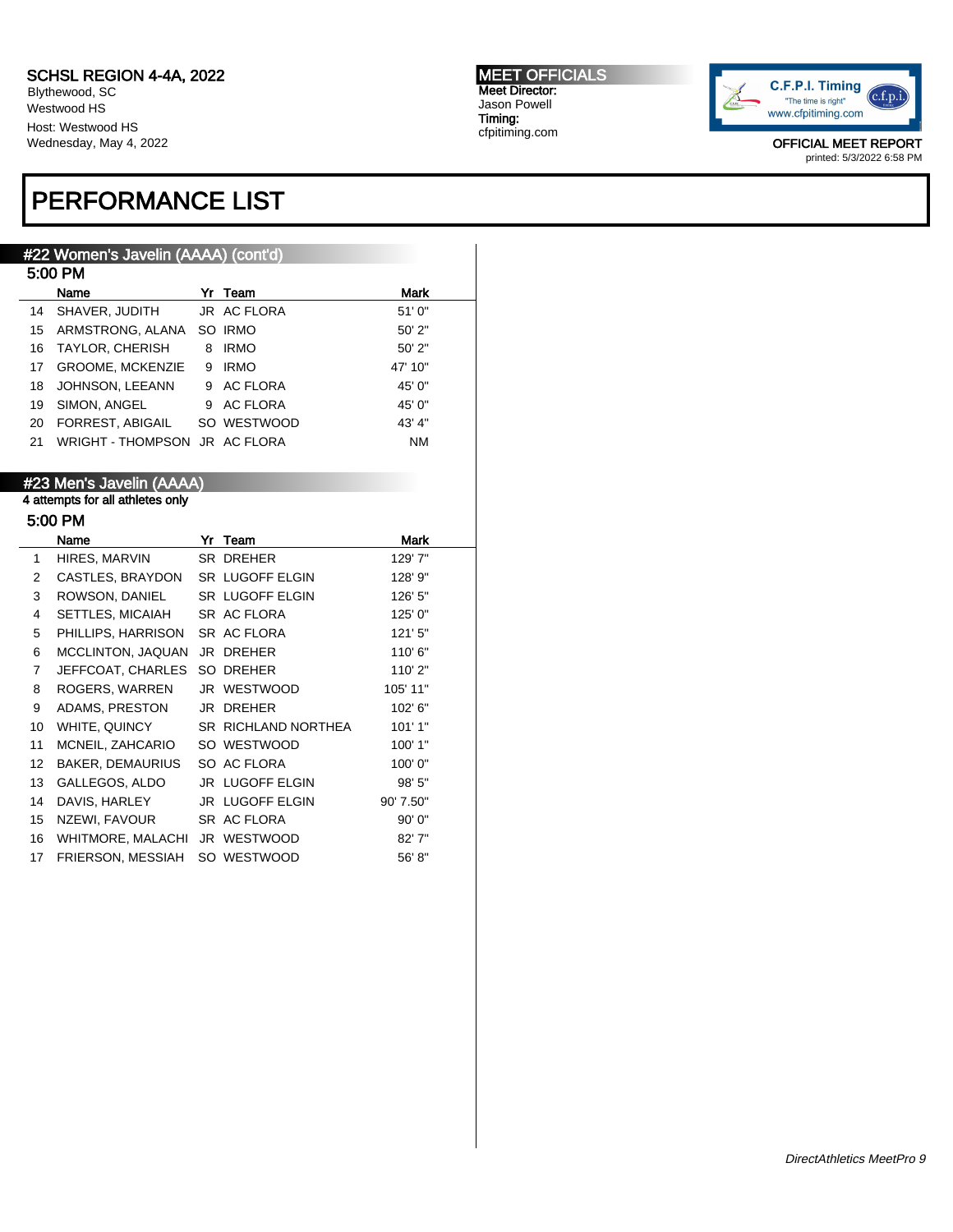SCHSL REGION 4-4A, 2022
Blythewood, SC
Westwood HS
Host: Westwood HS
Wednesday, May 4, 2022

MEET OFFICIALS
Meet Director:
Jason Powell
Timing:
cfpitiming.com

OFFICIAL MEET REPORT
printed: 5/3/2022 6:58 PM

# PERFORMANCE LIST

## #22 Women's Javelin (AAAA) (cont'd)

5:00 PM

| | Name | Yr | Team | Mark |
|---|---|---|---|---|
| 14 | SHAVER, JUDITH | JR | AC FLORA | 51' 0" |
| 15 | ARMSTRONG, ALANA | SO | IRMO | 50' 2" |
| 16 | TAYLOR, CHERISH | 8 | IRMO | 50' 2" |
| 17 | GROOME, MCKENZIE | 9 | IRMO | 47' 10" |
| 18 | JOHNSON, LEEANN | 9 | AC FLORA | 45' 0" |
| 19 | SIMON, ANGEL | 9 | AC FLORA | 45' 0" |
| 20 | FORREST, ABIGAIL | SO | WESTWOOD | 43' 4" |
| 21 | WRIGHT - THOMPSON | JR | AC FLORA | NM |

## #23 Men's Javelin (AAAA)

4 attempts for all athletes only

5:00 PM

| | Name | Yr | Team | Mark |
|---|---|---|---|---|
| 1 | HIRES, MARVIN | SR | DREHER | 129' 7" |
| 2 | CASTLES, BRAYDON | SR | LUGOFF ELGIN | 128' 9" |
| 3 | ROWSON, DANIEL | SR | LUGOFF ELGIN | 126' 5" |
| 4 | SETTLES, MICAIAH | SR | AC FLORA | 125' 0" |
| 5 | PHILLIPS, HARRISON | SR | AC FLORA | 121' 5" |
| 6 | MCCLINTON, JAQUAN | JR | DREHER | 110' 6" |
| 7 | JEFFCOAT, CHARLES | SO | DREHER | 110' 2" |
| 8 | ROGERS, WARREN | JR | WESTWOOD | 105' 11" |
| 9 | ADAMS, PRESTON | JR | DREHER | 102' 6" |
| 10 | WHITE, QUINCY | SR | RICHLAND NORTHEA | 101' 1" |
| 11 | MCNEIL, ZAHCARIO | SO | WESTWOOD | 100' 1" |
| 12 | BAKER, DEMAURIUS | SO | AC FLORA | 100' 0" |
| 13 | GALLEGOS, ALDO | JR | LUGOFF ELGIN | 98' 5" |
| 14 | DAVIS, HARLEY | JR | LUGOFF ELGIN | 90' 7.50" |
| 15 | NZEWI, FAVOUR | SR | AC FLORA | 90' 0" |
| 16 | WHITMORE, MALACHI | JR | WESTWOOD | 82' 7" |
| 17 | FRIERSON, MESSIAH | SO | WESTWOOD | 56' 8" |

DirectAthletics MeetPro 9